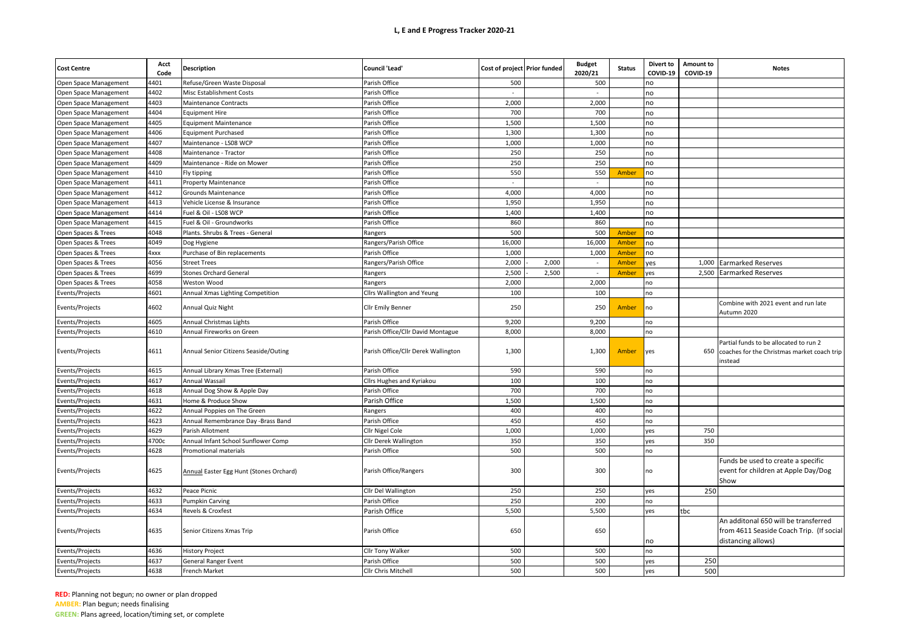# L, E and E Progress Tracker 2020-21

| Cost Centre | Acct Code | Description | Council 'Lead' | Cost of project | Prior funded | Budget 2020/21 | Status | Divert to COVID-19 | Amount to COVID-19 | Notes |
|---|---|---|---|---|---|---|---|---|---|---|
| Open Space Management | 4401 | Refuse/Green Waste Disposal | Parish Office | 500 | | 500 | | no | | |
| Open Space Management | 4402 | Misc Establishment Costs | Parish Office | - | | - | | no | | |
| Open Space Management | 4403 | Maintenance Contracts | Parish Office | 2,000 | | 2,000 | | no | | |
| Open Space Management | 4404 | Equipment Hire | Parish Office | 700 | | 700 | | no | | |
| Open Space Management | 4405 | Equipment Maintenance | Parish Office | 1,500 | | 1,500 | | no | | |
| Open Space Management | 4406 | Equipment Purchased | Parish Office | 1,300 | | 1,300 | | no | | |
| Open Space Management | 4407 | Maintenance - LS08 WCP | Parish Office | 1,000 | | 1,000 | | no | | |
| Open Space Management | 4408 | Maintenance - Tractor | Parish Office | 250 | | 250 | | no | | |
| Open Space Management | 4409 | Maintenance - Ride on Mower | Parish Office | 250 | | 250 | | no | | |
| Open Space Management | 4410 | Fly tipping | Parish Office | 550 | | 550 | Amber | no | | |
| Open Space Management | 4411 | Property Maintenance | Parish Office | - | | - | | no | | |
| Open Space Management | 4412 | Grounds Maintenance | Parish Office | 4,000 | | 4,000 | | no | | |
| Open Space Management | 4413 | Vehicle License & Insurance | Parish Office | 1,950 | | 1,950 | | no | | |
| Open Space Management | 4414 | Fuel & Oil - LS08 WCP | Parish Office | 1,400 | | 1,400 | | no | | |
| Open Space Management | 4415 | Fuel & Oil - Groundworks | Parish Office | 860 | | 860 | | no | | |
| Open Spaces & Trees | 4048 | Plants. Shrubs & Trees - General | Rangers | 500 | | 500 | Amber | no | | |
| Open Spaces & Trees | 4049 | Dog Hygiene | Rangers/Parish Office | 16,000 | | 16,000 | Amber | no | | |
| Open Spaces & Trees | 4xxx | Purchase of Bin replacements | Parish Office | 1,000 | | 1,000 | Amber | no | | |
| Open Spaces & Trees | 4056 | Street Trees | Rangers/Parish Office | 2,000 | - 2,000 | - | Amber | yes | 1,000 | Earmarked Reserves |
| Open Spaces & Trees | 4699 | Stones Orchard General | Rangers | 2,500 | - 2,500 | - | Amber | yes | 2,500 | Earmarked Reserves |
| Open Spaces & Trees | 4058 | Weston Wood | Rangers | 2,000 | | 2,000 | | no | | |
| Events/Projects | 4601 | Annual Xmas Lighting Competition | Cllrs Wallington and Yeung | 100 | | 100 | | no | | |
| Events/Projects | 4602 | Annual Quiz Night | Cllr Emily Benner | 250 | | 250 | Amber | no | | Combine with 2021 event and run late Autumn 2020 |
| Events/Projects | 4605 | Annual Christmas Lights | Parish Office | 9,200 | | 9,200 | | no | | |
| Events/Projects | 4610 | Annual Fireworks on Green | Parish Office/Cllr David Montague | 8,000 | | 8,000 | | no | | |
| Events/Projects | 4611 | Annual Senior Citizens Seaside/Outing | Parish Office/Cllr Derek Wallington | 1,300 | | 1,300 | Amber | yes | 650 | Partial funds to be allocated to run 2 coaches for the Christmas market coach trip instead |
| Events/Projects | 4615 | Annual Library Xmas Tree (External) | Parish Office | 590 | | 590 | | no | | |
| Events/Projects | 4617 | Annual Wassail | Cllrs Hughes and Kyriakou | 100 | | 100 | | no | | |
| Events/Projects | 4618 | Annual Dog Show & Apple Day | Parish Office | 700 | | 700 | | no | | |
| Events/Projects | 4631 | Home & Produce Show | Parish Office | 1,500 | | 1,500 | | no | | |
| Events/Projects | 4622 | Annual Poppies on The Green | Rangers | 400 | | 400 | | no | | |
| Events/Projects | 4623 | Annual Remembrance Day -Brass Band | Parish Office | 450 | | 450 | | no | | |
| Events/Projects | 4629 | Parish Allotment | Cllr Nigel Cole | 1,000 | | 1,000 | | yes | 750 | |
| Events/Projects | 4700c | Annual Infant School Sunflower Comp | Cllr Derek Wallington | 350 | | 350 | | yes | 350 | |
| Events/Projects | 4628 | Promotional materials | Parish Office | 500 | | 500 | | no | | |
| Events/Projects | 4625 | Annual Easter Egg Hunt (Stones Orchard) | Parish Office/Rangers | 300 | | 300 | | no | | Funds be used to create a specific event for children at Apple Day/Dog Show |
| Events/Projects | 4632 | Peace Picnic | Cllr Del Wallington | 250 | | 250 | | yes | 250 | |
| Events/Projects | 4633 | Pumpkin Carving | Parish Office | 250 | | 200 | | no | | |
| Events/Projects | 4634 | Revels & Croxfest | Parish Office | 5,500 | | 5,500 | | yes | tbc | |
| Events/Projects | 4635 | Senior Citizens Xmas Trip | Parish Office | 650 | | 650 | | no | | An additonal 650 will be transferred from 4611 Seaside Coach Trip. (If social distancing allows) |
| Events/Projects | 4636 | History Project | Cllr Tony Walker | 500 | | 500 | | no | | |
| Events/Projects | 4637 | General Ranger Event | Parish Office | 500 | | 500 | | yes | 250 | |
| Events/Projects | 4638 | French Market | Cllr Chris Mitchell | 500 | | 500 | | yes | 500 | |

**RED:** Planning not begun; no owner or plan dropped

**AMBER:** Plan begun; needs finalising

**GREEN:** Plans agreed, location/timing set, or complete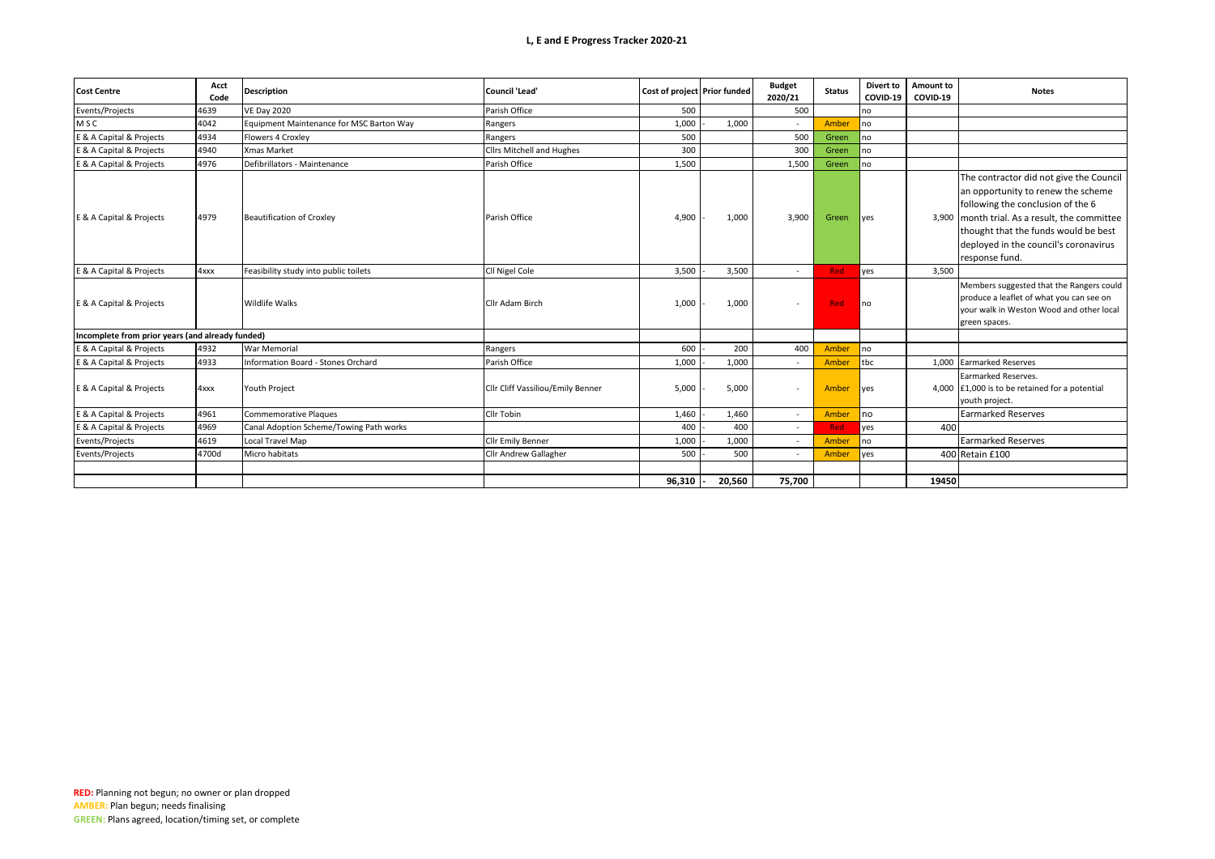# L, E and E Progress Tracker 2020-21

| Cost Centre | Acct Code | Description | Council 'Lead' | Cost of project | Prior funded | Budget 2020/21 | Status | Divert to COVID-19 | Amount to COVID-19 | Notes |
|---|---|---|---|---|---|---|---|---|---|---|
| Events/Projects | 4639 | VE Day 2020 | Parish Office | 500 | | 500 | | no | | |
| M S C | 4042 | Equipment Maintenance for MSC Barton Way | Rangers | 1,000 | - 1,000 | - | Amber | no | | |
| E & A Capital & Projects | 4934 | Flowers 4 Croxley | Rangers | 500 | | 500 | Green | no | | |
| E & A Capital & Projects | 4940 | Xmas Market | Cllrs Mitchell and Hughes | 300 | | 300 | Green | no | | |
| E & A Capital & Projects | 4976 | Defibrillators - Maintenance | Parish Office | 1,500 | | 1,500 | Green | no | | |
| E & A Capital & Projects | 4979 | Beautification of Croxley | Parish Office | 4,900 | - 1,000 | 3,900 | Green | yes | 3,900 | The contractor did not give the Council an opportunity to renew the scheme following the conclusion of the 6 month trial. As a result, the committee thought that the funds would be best deployed in the council's coronavirus response fund. |
| E & A Capital & Projects | 4xxx | Feasibility study into public toilets | Cll Nigel Cole | 3,500 | - 3,500 | - | Red | yes | 3,500 | |
| E & A Capital & Projects | | Wildlife Walks | Cllr Adam Birch | 1,000 | - 1,000 | - | Red | no | | Members suggested that the Rangers could produce a leaflet of what you can see on your walk in Weston Wood and other local green spaces. |
| **Incomplete from prior years (and already funded)** | | | | | | | | | | |
| E & A Capital & Projects | 4932 | War Memorial | Rangers | 600 | - 200 | 400 | Amber | no | | |
| E & A Capital & Projects | 4933 | Information Board - Stones Orchard | Parish Office | 1,000 | - 1,000 | - | Amber | tbc | 1,000 | Earmarked Reserves |
| E & A Capital & Projects | 4xxx | Youth Project | Cllr Cliff Vassiliou/Emily Benner | 5,000 | - 5,000 | - | Amber | yes | 4,000 | Earmarked Reserves. £1,000 is to be retained for a potential youth project. |
| E & A Capital & Projects | 4961 | Commemorative Plaques | Cllr Tobin | 1,460 | - 1,460 | - | Amber | no | | Earmarked Reserves |
| E & A Capital & Projects | 4969 | Canal Adoption Scheme/Towing Path works | | 400 | - 400 | - | Red | yes | 400 | |
| Events/Projects | 4619 | Local Travel Map | Cllr Emily Benner | 1,000 | - 1,000 | - | Amber | no | | Earmarked Reserves |
| Events/Projects | 4700d | Micro habitats | Cllr Andrew Gallagher | 500 | - 500 | - | Amber | yes | 400 | Retain £100 |
| | | | | | | | | | | |
| | | | | **96,310** | **- 20,560** | **75,700** | | | **19450** | |

**RED:** Planning not begun; no owner or plan dropped
**AMBER:** Plan begun; needs finalising
**GREEN:** Plans agreed, location/timing set, or complete